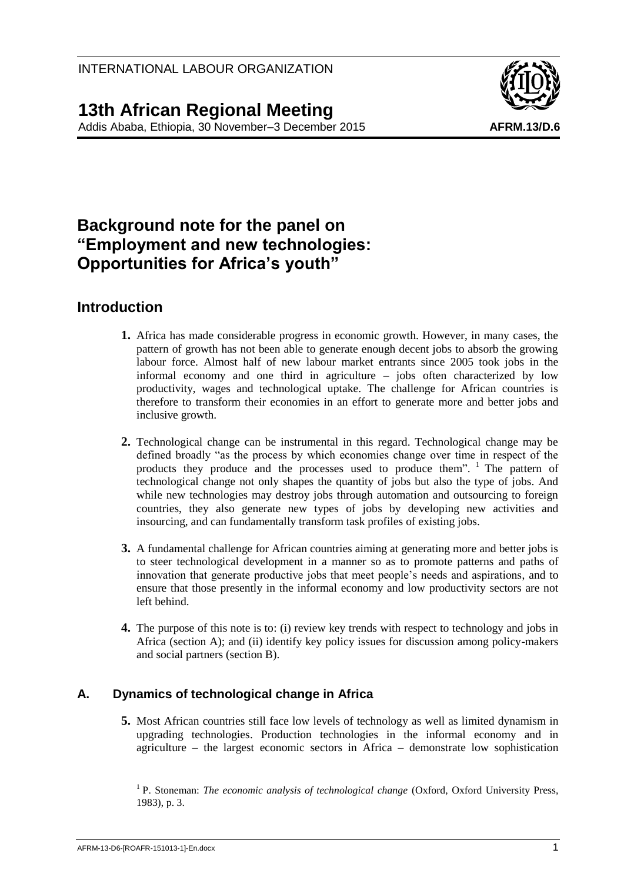INTERNATIONAL LABOUR ORGANIZATION

# 13th African Regional Meeting

Addis Ababa, Ethiopia, 30 November–3 December 2015 **AFRM.13/D.6**

## Background note for the panel on "Employment and new technologies: Opportunities for Africa's youth"

## Introduction

**1.** Africa has made considerable progress in economic growth. However, in many cases, the pattern of growth has not been able to generate enough decent jobs to absorb the growing labour force. Almost half of new labour market entrants since 2005 took jobs in the informal economy and one third in agriculture – jobs often characterized by low productivity, wages and technological uptake. The challenge for African countries is therefore to transform their economies in an effort to generate more and better jobs and inclusive growth.

**2.** Technological change can be instrumental in this regard. Technological change may be defined broadly "as the process by which economies change over time in respect of the products they produce and the processes used to produce them". [1] The pattern of technological change not only shapes the quantity of jobs but also the type of jobs. And while new technologies may destroy jobs through automation and outsourcing to foreign countries, they also generate new types of jobs by developing new activities and insourcing, and can fundamentally transform task profiles of existing jobs.

**3.** A fundamental challenge for African countries aiming at generating more and better jobs is to steer technological development in a manner so as to promote patterns and paths of innovation that generate productive jobs that meet people's needs and aspirations, and to ensure that those presently in the informal economy and low productivity sectors are not left behind.

**4.** The purpose of this note is to: (i) review key trends with respect to technology and jobs in Africa (section A); and (ii) identify key policy issues for discussion among policy-makers and social partners (section B).

### A. Dynamics of technological change in Africa

**5.** Most African countries still face low levels of technology as well as limited dynamism in upgrading technologies. Production technologies in the informal economy and in agriculture – the largest economic sectors in Africa – demonstrate low sophistication

[1] P. Stoneman: *The economic analysis of technological change* (Oxford, Oxford University Press, 1983), p. 3.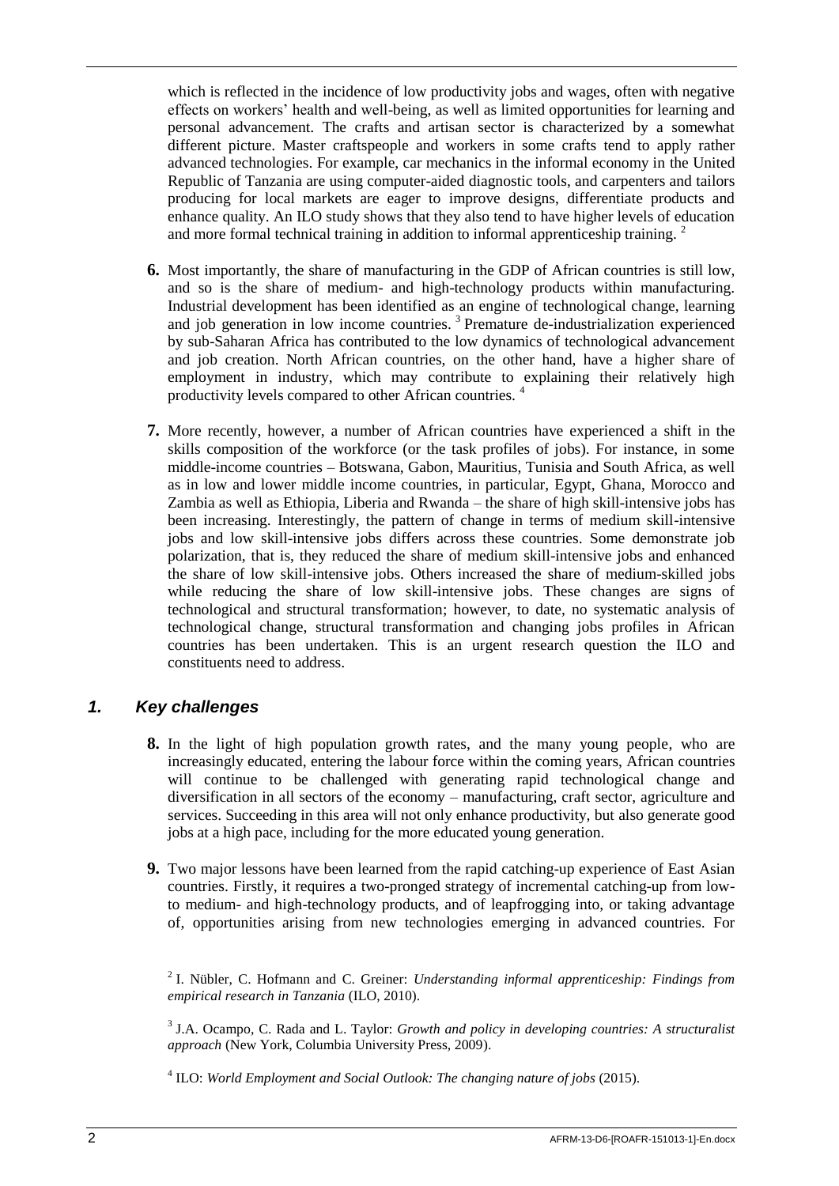which is reflected in the incidence of low productivity jobs and wages, often with negative effects on workers' health and well-being, as well as limited opportunities for learning and personal advancement. The crafts and artisan sector is characterized by a somewhat different picture. Master craftspeople and workers in some crafts tend to apply rather advanced technologies. For example, car mechanics in the informal economy in the United Republic of Tanzania are using computer-aided diagnostic tools, and carpenters and tailors producing for local markets are eager to improve designs, differentiate products and enhance quality. An ILO study shows that they also tend to have higher levels of education and more formal technical training in addition to informal apprenticeship training. [2]

**6.** Most importantly, the share of manufacturing in the GDP of African countries is still low, and so is the share of medium- and high-technology products within manufacturing. Industrial development has been identified as an engine of technological change, learning and job generation in low income countries. [3] Premature de-industrialization experienced by sub-Saharan Africa has contributed to the low dynamics of technological advancement and job creation. North African countries, on the other hand, have a higher share of employment in industry, which may contribute to explaining their relatively high productivity levels compared to other African countries. [4]

**7.** More recently, however, a number of African countries have experienced a shift in the skills composition of the workforce (or the task profiles of jobs). For instance, in some middle-income countries – Botswana, Gabon, Mauritius, Tunisia and South Africa, as well as in low and lower middle income countries, in particular, Egypt, Ghana, Morocco and Zambia as well as Ethiopia, Liberia and Rwanda – the share of high skill-intensive jobs has been increasing. Interestingly, the pattern of change in terms of medium skill-intensive jobs and low skill-intensive jobs differs across these countries. Some demonstrate job polarization, that is, they reduced the share of medium skill-intensive jobs and enhanced the share of low skill-intensive jobs. Others increased the share of medium-skilled jobs while reducing the share of low skill-intensive jobs. These changes are signs of technological and structural transformation; however, to date, no systematic analysis of technological change, structural transformation and changing jobs profiles in African countries has been undertaken. This is an urgent research question the ILO and constituents need to address.

## *1. Key challenges*

**8.** In the light of high population growth rates, and the many young people, who are increasingly educated, entering the labour force within the coming years, African countries will continue to be challenged with generating rapid technological change and diversification in all sectors of the economy – manufacturing, craft sector, agriculture and services. Succeeding in this area will not only enhance productivity, but also generate good jobs at a high pace, including for the more educated young generation.

**9.** Two major lessons have been learned from the rapid catching-up experience of East Asian countries. Firstly, it requires a two-pronged strategy of incremental catching-up from low- to medium- and high-technology products, and of leapfrogging into, or taking advantage of, opportunities arising from new technologies emerging in advanced countries. For

---

[2] I. Nübler, C. Hofmann and C. Greiner: *Understanding informal apprenticeship: Findings from empirical research in Tanzania* (ILO, 2010).

[3] J.A. Ocampo, C. Rada and L. Taylor: *Growth and policy in developing countries: A structuralist approach* (New York, Columbia University Press, 2009).

[4] ILO: *World Employment and Social Outlook: The changing nature of jobs* (2015).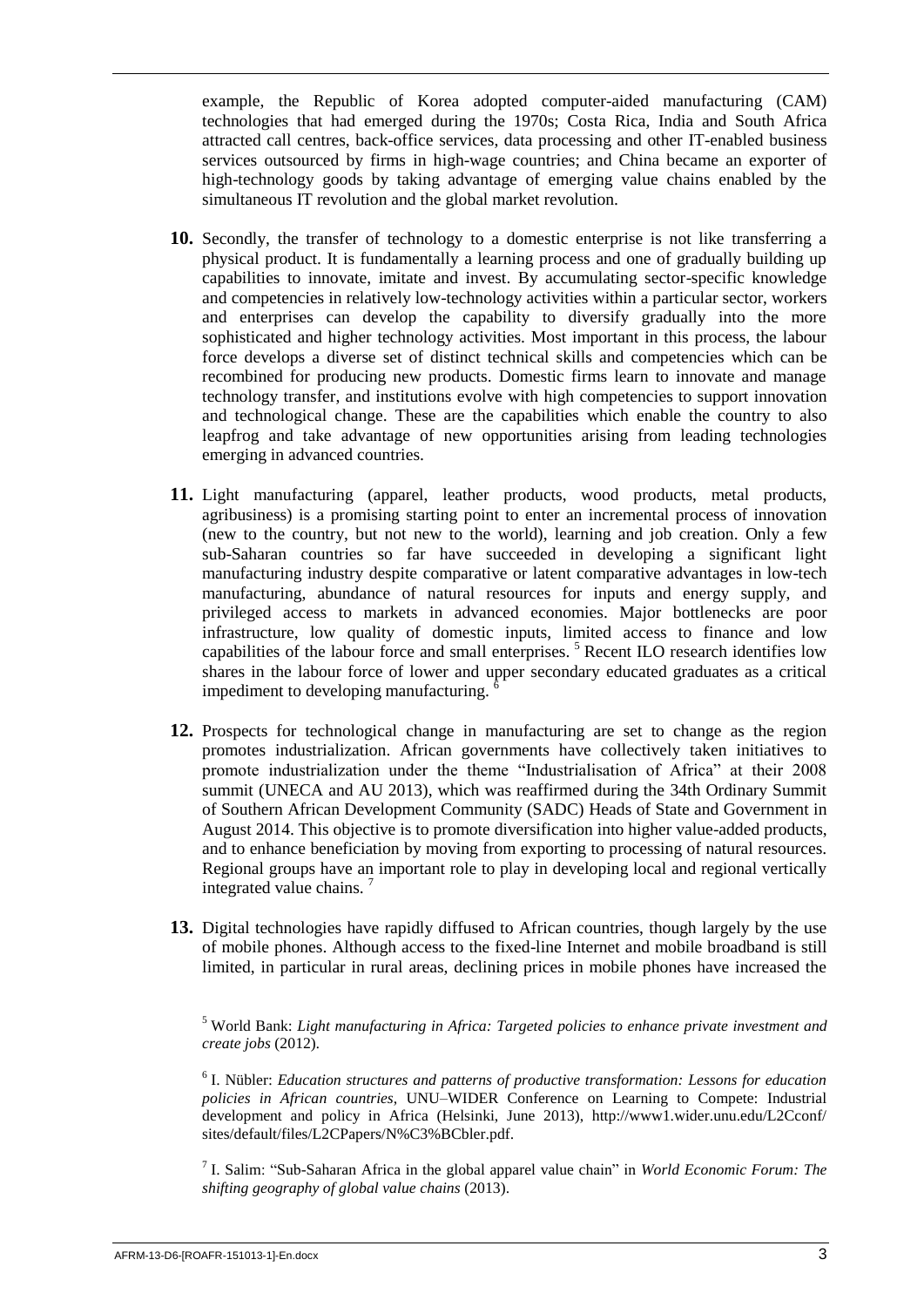example, the Republic of Korea adopted computer-aided manufacturing (CAM) technologies that had emerged during the 1970s; Costa Rica, India and South Africa attracted call centres, back-office services, data processing and other IT-enabled business services outsourced by firms in high-wage countries; and China became an exporter of high-technology goods by taking advantage of emerging value chains enabled by the simultaneous IT revolution and the global market revolution.

**10.** Secondly, the transfer of technology to a domestic enterprise is not like transferring a physical product. It is fundamentally a learning process and one of gradually building up capabilities to innovate, imitate and invest. By accumulating sector-specific knowledge and competencies in relatively low-technology activities within a particular sector, workers and enterprises can develop the capability to diversify gradually into the more sophisticated and higher technology activities. Most important in this process, the labour force develops a diverse set of distinct technical skills and competencies which can be recombined for producing new products. Domestic firms learn to innovate and manage technology transfer, and institutions evolve with high competencies to support innovation and technological change. These are the capabilities which enable the country to also leapfrog and take advantage of new opportunities arising from leading technologies emerging in advanced countries.

**11.** Light manufacturing (apparel, leather products, wood products, metal products, agribusiness) is a promising starting point to enter an incremental process of innovation (new to the country, but not new to the world), learning and job creation. Only a few sub-Saharan countries so far have succeeded in developing a significant light manufacturing industry despite comparative or latent comparative advantages in low-tech manufacturing, abundance of natural resources for inputs and energy supply, and privileged access to markets in advanced economies. Major bottlenecks are poor infrastructure, low quality of domestic inputs, limited access to finance and low capabilities of the labour force and small enterprises. [5] Recent ILO research identifies low shares in the labour force of lower and upper secondary educated graduates as a critical impediment to developing manufacturing. [6]

**12.** Prospects for technological change in manufacturing are set to change as the region promotes industrialization. African governments have collectively taken initiatives to promote industrialization under the theme "Industrialisation of Africa" at their 2008 summit (UNECA and AU 2013), which was reaffirmed during the 34th Ordinary Summit of Southern African Development Community (SADC) Heads of State and Government in August 2014. This objective is to promote diversification into higher value-added products, and to enhance beneficiation by moving from exporting to processing of natural resources. Regional groups have an important role to play in developing local and regional vertically integrated value chains. [7]

**13.** Digital technologies have rapidly diffused to African countries, though largely by the use of mobile phones. Although access to the fixed-line Internet and mobile broadband is still limited, in particular in rural areas, declining prices in mobile phones have increased the

[5] World Bank: *Light manufacturing in Africa: Targeted policies to enhance private investment and create jobs* (2012).

[6] I. Nübler: *Education structures and patterns of productive transformation: Lessons for education policies in African countries*, UNU–WIDER Conference on Learning to Compete: Industrial development and policy in Africa (Helsinki, June 2013), http://www1.wider.unu.edu/L2Cconf/sites/default/files/L2CPapers/N%C3%BCbler.pdf.

[7] I. Salim: "Sub-Saharan Africa in the global apparel value chain" in *World Economic Forum: The shifting geography of global value chains* (2013).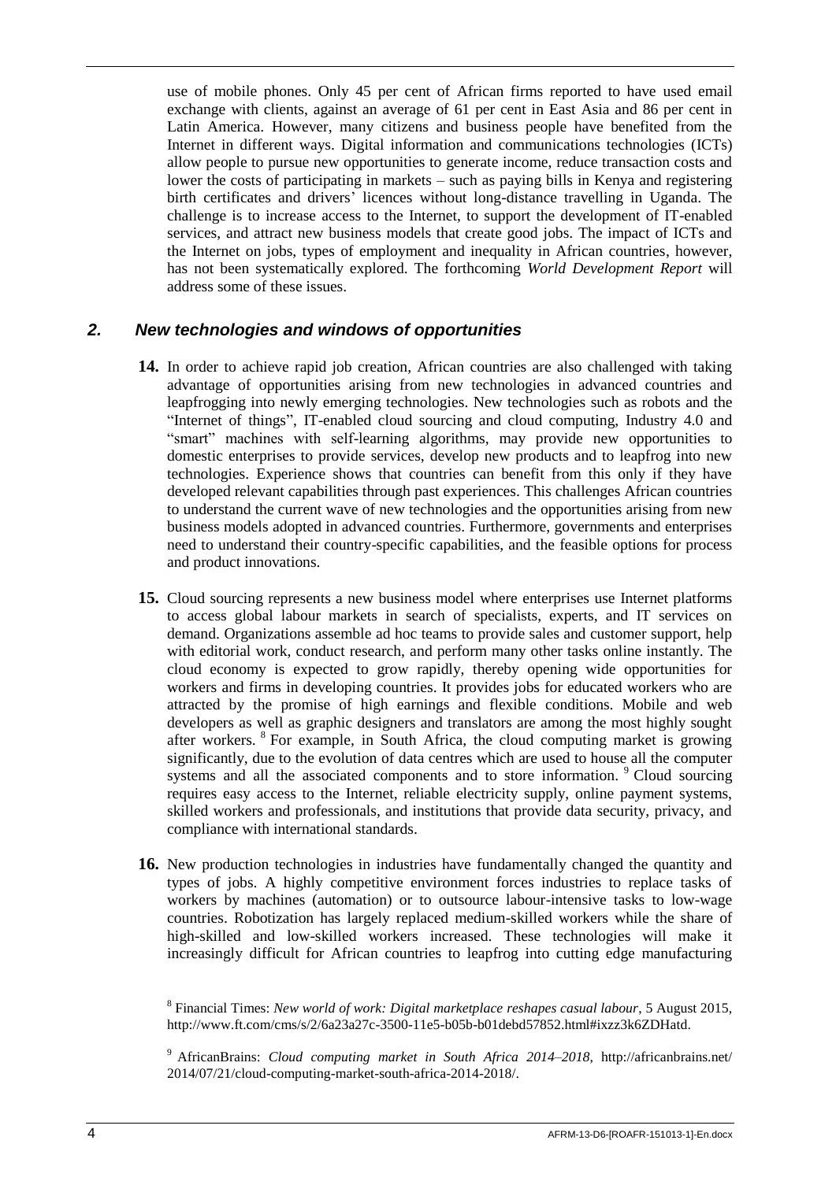use of mobile phones. Only 45 per cent of African firms reported to have used email exchange with clients, against an average of 61 per cent in East Asia and 86 per cent in Latin America. However, many citizens and business people have benefited from the Internet in different ways. Digital information and communications technologies (ICTs) allow people to pursue new opportunities to generate income, reduce transaction costs and lower the costs of participating in markets – such as paying bills in Kenya and registering birth certificates and drivers' licences without long-distance travelling in Uganda. The challenge is to increase access to the Internet, to support the development of IT-enabled services, and attract new business models that create good jobs. The impact of ICTs and the Internet on jobs, types of employment and inequality in African countries, however, has not been systematically explored. The forthcoming *World Development Report* will address some of these issues.

## *2. New technologies and windows of opportunities*

**14.** In order to achieve rapid job creation, African countries are also challenged with taking advantage of opportunities arising from new technologies in advanced countries and leapfrogging into newly emerging technologies. New technologies such as robots and the "Internet of things", IT-enabled cloud sourcing and cloud computing, Industry 4.0 and "smart" machines with self-learning algorithms, may provide new opportunities to domestic enterprises to provide services, develop new products and to leapfrog into new technologies. Experience shows that countries can benefit from this only if they have developed relevant capabilities through past experiences. This challenges African countries to understand the current wave of new technologies and the opportunities arising from new business models adopted in advanced countries. Furthermore, governments and enterprises need to understand their country-specific capabilities, and the feasible options for process and product innovations.

**15.** Cloud sourcing represents a new business model where enterprises use Internet platforms to access global labour markets in search of specialists, experts, and IT services on demand. Organizations assemble ad hoc teams to provide sales and customer support, help with editorial work, conduct research, and perform many other tasks online instantly. The cloud economy is expected to grow rapidly, thereby opening wide opportunities for workers and firms in developing countries. It provides jobs for educated workers who are attracted by the promise of high earnings and flexible conditions. Mobile and web developers as well as graphic designers and translators are among the most highly sought after workers. [8] For example, in South Africa, the cloud computing market is growing significantly, due to the evolution of data centres which are used to house all the computer systems and all the associated components and to store information. [9] Cloud sourcing requires easy access to the Internet, reliable electricity supply, online payment systems, skilled workers and professionals, and institutions that provide data security, privacy, and compliance with international standards.

**16.** New production technologies in industries have fundamentally changed the quantity and types of jobs. A highly competitive environment forces industries to replace tasks of workers by machines (automation) or to outsource labour-intensive tasks to low-wage countries. Robotization has largely replaced medium-skilled workers while the share of high-skilled and low-skilled workers increased. These technologies will make it increasingly difficult for African countries to leapfrog into cutting edge manufacturing

[8] Financial Times: *New world of work: Digital marketplace reshapes casual labour*, 5 August 2015, http://www.ft.com/cms/s/2/6a23a27c-3500-11e5-b05b-b01debd57852.html#ixzz3k6ZDHatd.

[9] AfricanBrains: *Cloud computing market in South Africa 2014–2018*, http://africanbrains.net/2014/07/21/cloud-computing-market-south-africa-2014-2018/.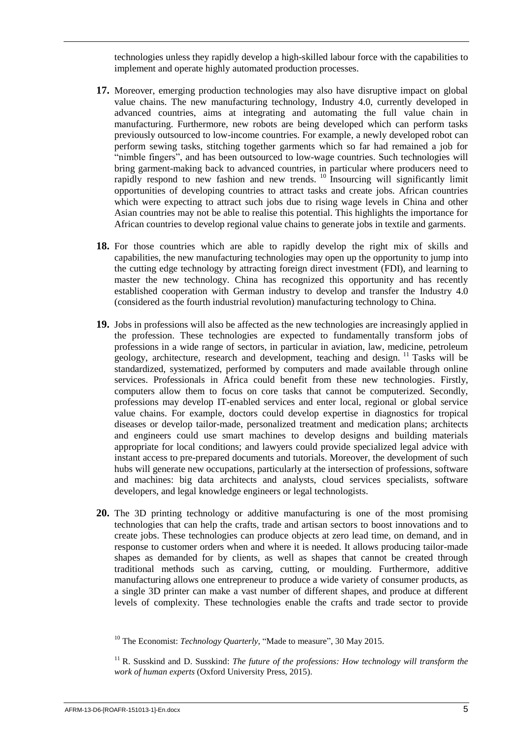technologies unless they rapidly develop a high-skilled labour force with the capabilities to implement and operate highly automated production processes.

**17.** Moreover, emerging production technologies may also have disruptive impact on global value chains. The new manufacturing technology, Industry 4.0, currently developed in advanced countries, aims at integrating and automating the full value chain in manufacturing. Furthermore, new robots are being developed which can perform tasks previously outsourced to low-income countries. For example, a newly developed robot can perform sewing tasks, stitching together garments which so far had remained a job for "nimble fingers", and has been outsourced to low-wage countries. Such technologies will bring garment-making back to advanced countries, in particular where producers need to rapidly respond to new fashion and new trends. [10] Insourcing will significantly limit opportunities of developing countries to attract tasks and create jobs. African countries which were expecting to attract such jobs due to rising wage levels in China and other Asian countries may not be able to realise this potential. This highlights the importance for African countries to develop regional value chains to generate jobs in textile and garments.

**18.** For those countries which are able to rapidly develop the right mix of skills and capabilities, the new manufacturing technologies may open up the opportunity to jump into the cutting edge technology by attracting foreign direct investment (FDI), and learning to master the new technology. China has recognized this opportunity and has recently established cooperation with German industry to develop and transfer the Industry 4.0 (considered as the fourth industrial revolution) manufacturing technology to China.

**19.** Jobs in professions will also be affected as the new technologies are increasingly applied in the profession. These technologies are expected to fundamentally transform jobs of professions in a wide range of sectors, in particular in aviation, law, medicine, petroleum geology, architecture, research and development, teaching and design. [11] Tasks will be standardized, systematized, performed by computers and made available through online services. Professionals in Africa could benefit from these new technologies. Firstly, computers allow them to focus on core tasks that cannot be computerized. Secondly, professions may develop IT-enabled services and enter local, regional or global service value chains. For example, doctors could develop expertise in diagnostics for tropical diseases or develop tailor-made, personalized treatment and medication plans; architects and engineers could use smart machines to develop designs and building materials appropriate for local conditions; and lawyers could provide specialized legal advice with instant access to pre-prepared documents and tutorials. Moreover, the development of such hubs will generate new occupations, particularly at the intersection of professions, software and machines: big data architects and analysts, cloud services specialists, software developers, and legal knowledge engineers or legal technologists.

**20.** The 3D printing technology or additive manufacturing is one of the most promising technologies that can help the crafts, trade and artisan sectors to boost innovations and to create jobs. These technologies can produce objects at zero lead time, on demand, and in response to customer orders when and where it is needed. It allows producing tailor-made shapes as demanded for by clients, as well as shapes that cannot be created through traditional methods such as carving, cutting, or moulding. Furthermore, additive manufacturing allows one entrepreneur to produce a wide variety of consumer products, as a single 3D printer can make a vast number of different shapes, and produce at different levels of complexity. These technologies enable the crafts and trade sector to provide

[10] The Economist: *Technology Quarterly*, "Made to measure", 30 May 2015.

[11] R. Susskind and D. Susskind: *The future of the professions: How technology will transform the work of human experts* (Oxford University Press, 2015).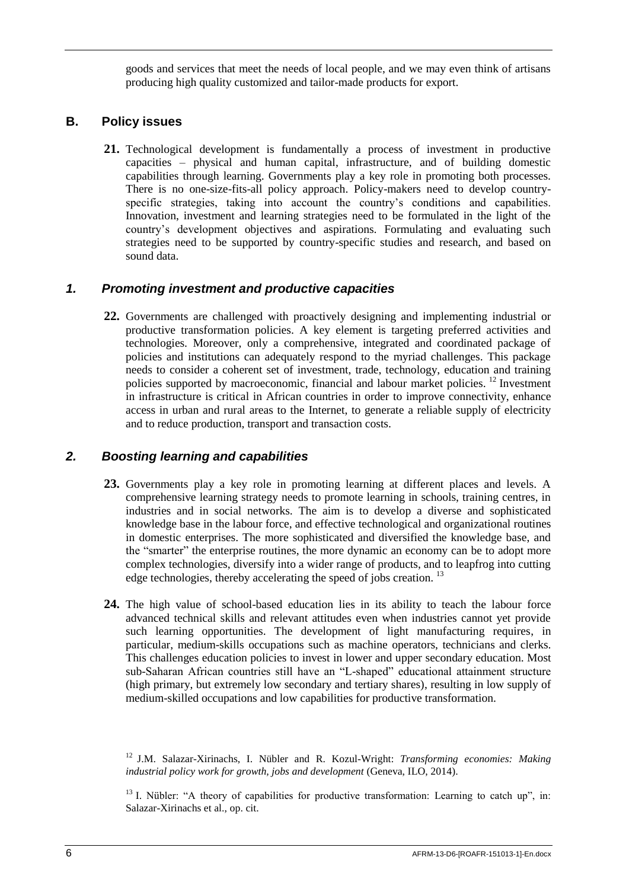goods and services that meet the needs of local people, and we may even think of artisans producing high quality customized and tailor-made products for export.

## B. Policy issues

**21.** Technological development is fundamentally a process of investment in productive capacities – physical and human capital, infrastructure, and of building domestic capabilities through learning. Governments play a key role in promoting both processes. There is no one-size-fits-all policy approach. Policy-makers need to develop country-specific strategies, taking into account the country's conditions and capabilities. Innovation, investment and learning strategies need to be formulated in the light of the country's development objectives and aspirations. Formulating and evaluating such strategies need to be supported by country-specific studies and research, and based on sound data.

### *1. Promoting investment and productive capacities*

**22.** Governments are challenged with proactively designing and implementing industrial or productive transformation policies. A key element is targeting preferred activities and technologies. Moreover, only a comprehensive, integrated and coordinated package of policies and institutions can adequately respond to the myriad challenges. This package needs to consider a coherent set of investment, trade, technology, education and training policies supported by macroeconomic, financial and labour market policies. [12] Investment in infrastructure is critical in African countries in order to improve connectivity, enhance access in urban and rural areas to the Internet, to generate a reliable supply of electricity and to reduce production, transport and transaction costs.

### *2. Boosting learning and capabilities*

**23.** Governments play a key role in promoting learning at different places and levels. A comprehensive learning strategy needs to promote learning in schools, training centres, in industries and in social networks. The aim is to develop a diverse and sophisticated knowledge base in the labour force, and effective technological and organizational routines in domestic enterprises. The more sophisticated and diversified the knowledge base, and the "smarter" the enterprise routines, the more dynamic an economy can be to adopt more complex technologies, diversify into a wider range of products, and to leapfrog into cutting edge technologies, thereby accelerating the speed of jobs creation. [13]

**24.** The high value of school-based education lies in its ability to teach the labour force advanced technical skills and relevant attitudes even when industries cannot yet provide such learning opportunities. The development of light manufacturing requires, in particular, medium-skills occupations such as machine operators, technicians and clerks. This challenges education policies to invest in lower and upper secondary education. Most sub-Saharan African countries still have an "L-shaped" educational attainment structure (high primary, but extremely low secondary and tertiary shares), resulting in low supply of medium-skilled occupations and low capabilities for productive transformation.

[12] J.M. Salazar-Xirinachs, I. Nübler and R. Kozul-Wright: *Transforming economies: Making industrial policy work for growth, jobs and development* (Geneva, ILO, 2014).

[13] I. Nübler: "A theory of capabilities for productive transformation: Learning to catch up", in: Salazar-Xirinachs et al., op. cit.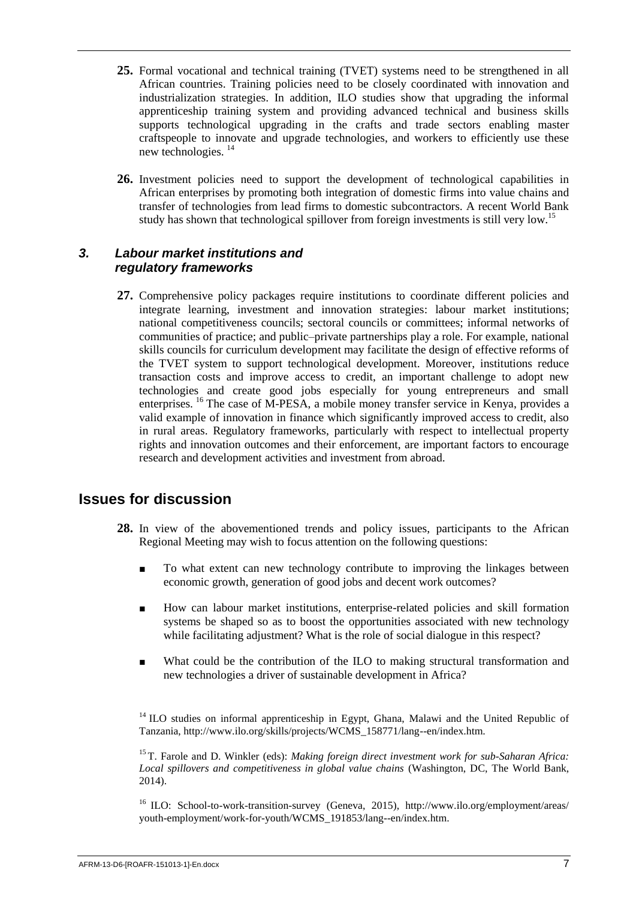**25.** Formal vocational and technical training (TVET) systems need to be strengthened in all African countries. Training policies need to be closely coordinated with innovation and industrialization strategies. In addition, ILO studies show that upgrading the informal apprenticeship training system and providing advanced technical and business skills supports technological upgrading in the crafts and trade sectors enabling master craftspeople to innovate and upgrade technologies, and workers to efficiently use these new technologies. [14]

**26.** Investment policies need to support the development of technological capabilities in African enterprises by promoting both integration of domestic firms into value chains and transfer of technologies from lead firms to domestic subcontractors. A recent World Bank study has shown that technological spillover from foreign investments is still very low.[15]

### *3. Labour market institutions and regulatory frameworks*

**27.** Comprehensive policy packages require institutions to coordinate different policies and integrate learning, investment and innovation strategies: labour market institutions; national competitiveness councils; sectoral councils or committees; informal networks of communities of practice; and public–private partnerships play a role. For example, national skills councils for curriculum development may facilitate the design of effective reforms of the TVET system to support technological development. Moreover, institutions reduce transaction costs and improve access to credit, an important challenge to adopt new technologies and create good jobs especially for young entrepreneurs and small enterprises. [16] The case of M-PESA, a mobile money transfer service in Kenya, provides a valid example of innovation in finance which significantly improved access to credit, also in rural areas. Regulatory frameworks, particularly with respect to intellectual property rights and innovation outcomes and their enforcement, are important factors to encourage research and development activities and investment from abroad.

## Issues for discussion

**28.** In view of the abovementioned trends and policy issues, participants to the African Regional Meeting may wish to focus attention on the following questions:

- To what extent can new technology contribute to improving the linkages between economic growth, generation of good jobs and decent work outcomes?
- How can labour market institutions, enterprise-related policies and skill formation systems be shaped so as to boost the opportunities associated with new technology while facilitating adjustment? What is the role of social dialogue in this respect?
- What could be the contribution of the ILO to making structural transformation and new technologies a driver of sustainable development in Africa?

[14] ILO studies on informal apprenticeship in Egypt, Ghana, Malawi and the United Republic of Tanzania, http://www.ilo.org/skills/projects/WCMS_158771/lang--en/index.htm.

[15] T. Farole and D. Winkler (eds): *Making foreign direct investment work for sub-Saharan Africa: Local spillovers and competitiveness in global value chains* (Washington, DC, The World Bank, 2014).

[16] ILO: School-to-work-transition-survey (Geneva, 2015), http://www.ilo.org/employment/areas/youth-employment/work-for-youth/WCMS_191853/lang--en/index.htm.